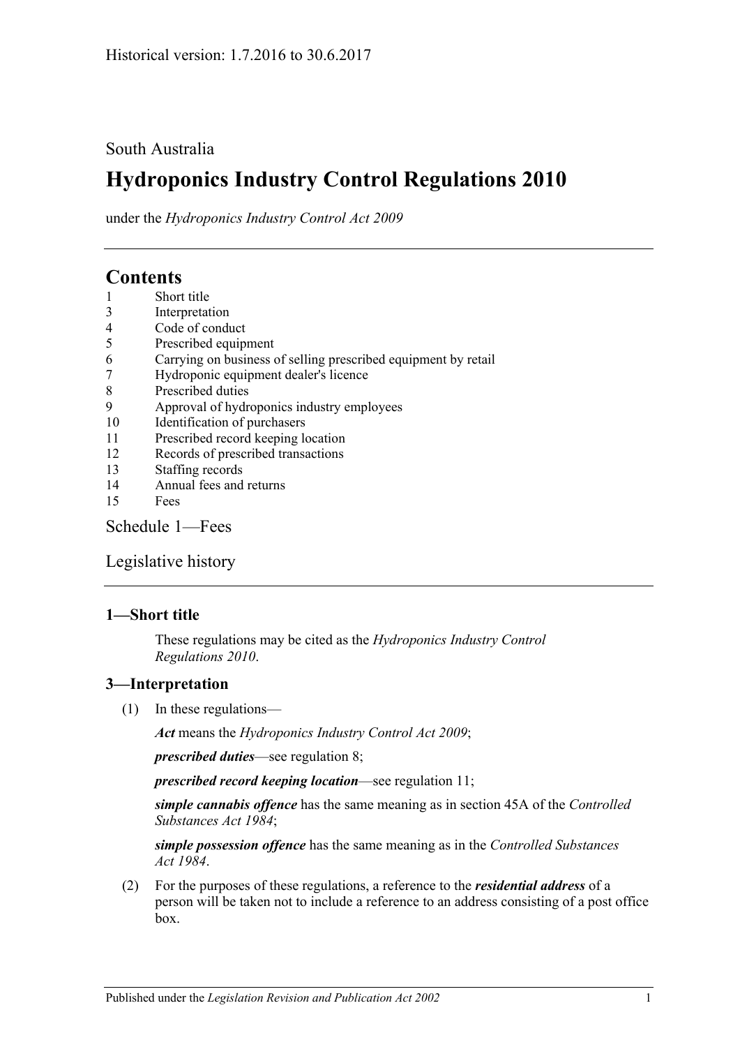South Australia

# Hydroponics Industry Control Regulations 2010

under the *Hydroponics Industry Control Act 2009*

## Contents

1 Short title
3 Interpretation
4 Code of conduct
5 Prescribed equipment
6 Carrying on business of selling prescribed equipment by retail
7 Hydroponic equipment dealer's licence
8 Prescribed duties
9 Approval of hydroponics industry employees
10 Identification of purchasers
11 Prescribed record keeping location
12 Records of prescribed transactions
13 Staffing records
14 Annual fees and returns
15 Fees

Schedule 1—Fees

Legislative history

### 1—Short title

These regulations may be cited as the *Hydroponics Industry Control Regulations 2010*.

### 3—Interpretation

(1) In these regulations—

***Act*** means the *Hydroponics Industry Control Act 2009*;

***prescribed duties***—see regulation 8;

***prescribed record keeping location***—see regulation 11;

***simple cannabis offence*** has the same meaning as in section 45A of the *Controlled Substances Act 1984*;

***simple possession offence*** has the same meaning as in the *Controlled Substances Act 1984*.

(2) For the purposes of these regulations, a reference to the ***residential address*** of a person will be taken not to include a reference to an address consisting of a post office box.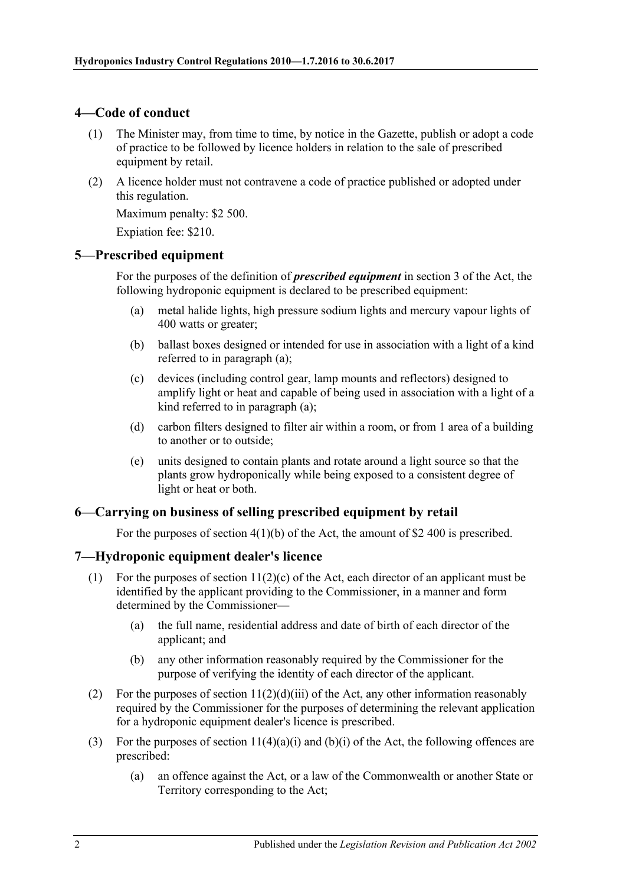## 4—Code of conduct

(1) The Minister may, from time to time, by notice in the Gazette, publish or adopt a code of practice to be followed by licence holders in relation to the sale of prescribed equipment by retail.

(2) A licence holder must not contravene a code of practice published or adopted under this regulation.

Maximum penalty: $2 500.

Expiation fee: $210.

## 5—Prescribed equipment

For the purposes of the definition of ***prescribed equipment*** in section 3 of the Act, the following hydroponic equipment is declared to be prescribed equipment:

(a) metal halide lights, high pressure sodium lights and mercury vapour lights of 400 watts or greater;

(b) ballast boxes designed or intended for use in association with a light of a kind referred to in paragraph (a);

(c) devices (including control gear, lamp mounts and reflectors) designed to amplify light or heat and capable of being used in association with a light of a kind referred to in paragraph (a);

(d) carbon filters designed to filter air within a room, or from 1 area of a building to another or to outside;

(e) units designed to contain plants and rotate around a light source so that the plants grow hydroponically while being exposed to a consistent degree of light or heat or both.

## 6—Carrying on business of selling prescribed equipment by retail

For the purposes of section 4(1)(b) of the Act, the amount of $2 400 is prescribed.

## 7—Hydroponic equipment dealer's licence

(1) For the purposes of section 11(2)(c) of the Act, each director of an applicant must be identified by the applicant providing to the Commissioner, in a manner and form determined by the Commissioner—

(a) the full name, residential address and date of birth of each director of the applicant; and

(b) any other information reasonably required by the Commissioner for the purpose of verifying the identity of each director of the applicant.

(2) For the purposes of section 11(2)(d)(iii) of the Act, any other information reasonably required by the Commissioner for the purposes of determining the relevant application for a hydroponic equipment dealer's licence is prescribed.

(3) For the purposes of section 11(4)(a)(i) and (b)(i) of the Act, the following offences are prescribed:

(a) an offence against the Act, or a law of the Commonwealth or another State or Territory corresponding to the Act;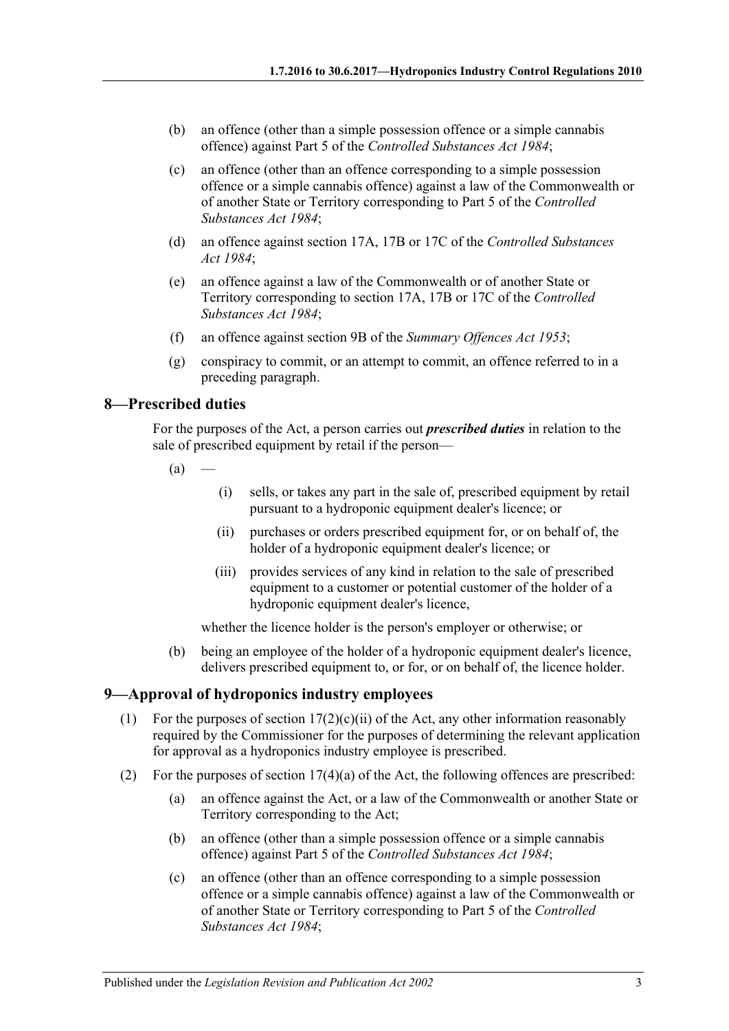(b) an offence (other than a simple possession offence or a simple cannabis offence) against Part 5 of the *Controlled Substances Act 1984*;

(c) an offence (other than an offence corresponding to a simple possession offence or a simple cannabis offence) against a law of the Commonwealth or of another State or Territory corresponding to Part 5 of the *Controlled Substances Act 1984*;

(d) an offence against section 17A, 17B or 17C of the *Controlled Substances Act 1984*;

(e) an offence against a law of the Commonwealth or of another State or Territory corresponding to section 17A, 17B or 17C of the *Controlled Substances Act 1984*;

(f) an offence against section 9B of the *Summary Offences Act 1953*;

(g) conspiracy to commit, or an attempt to commit, an offence referred to in a preceding paragraph.

## 8—Prescribed duties

For the purposes of the Act, a person carries out ***prescribed duties*** in relation to the sale of prescribed equipment by retail if the person—

(a) —

(i) sells, or takes any part in the sale of, prescribed equipment by retail pursuant to a hydroponic equipment dealer's licence; or

(ii) purchases or orders prescribed equipment for, or on behalf of, the holder of a hydroponic equipment dealer's licence; or

(iii) provides services of any kind in relation to the sale of prescribed equipment to a customer or potential customer of the holder of a hydroponic equipment dealer's licence,

whether the licence holder is the person's employer or otherwise; or

(b) being an employee of the holder of a hydroponic equipment dealer's licence, delivers prescribed equipment to, or for, or on behalf of, the licence holder.

## 9—Approval of hydroponics industry employees

(1) For the purposes of section 17(2)(c)(ii) of the Act, any other information reasonably required by the Commissioner for the purposes of determining the relevant application for approval as a hydroponics industry employee is prescribed.

(2) For the purposes of section 17(4)(a) of the Act, the following offences are prescribed:

(a) an offence against the Act, or a law of the Commonwealth or another State or Territory corresponding to the Act;

(b) an offence (other than a simple possession offence or a simple cannabis offence) against Part 5 of the *Controlled Substances Act 1984*;

(c) an offence (other than an offence corresponding to a simple possession offence or a simple cannabis offence) against a law of the Commonwealth or of another State or Territory corresponding to Part 5 of the *Controlled Substances Act 1984*;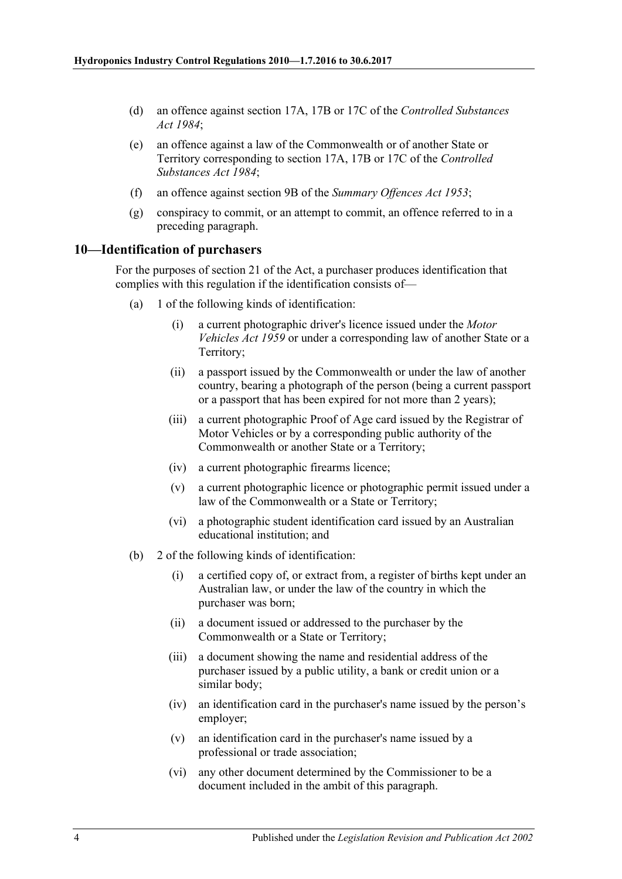(d) an offence against section 17A, 17B or 17C of the *Controlled Substances Act 1984*;

(e) an offence against a law of the Commonwealth or of another State or Territory corresponding to section 17A, 17B or 17C of the *Controlled Substances Act 1984*;

(f) an offence against section 9B of the *Summary Offences Act 1953*;

(g) conspiracy to commit, or an attempt to commit, an offence referred to in a preceding paragraph.

## 10—Identification of purchasers

For the purposes of section 21 of the Act, a purchaser produces identification that complies with this regulation if the identification consists of—

(a) 1 of the following kinds of identification:

(i) a current photographic driver's licence issued under the *Motor Vehicles Act 1959* or under a corresponding law of another State or a Territory;

(ii) a passport issued by the Commonwealth or under the law of another country, bearing a photograph of the person (being a current passport or a passport that has been expired for not more than 2 years);

(iii) a current photographic Proof of Age card issued by the Registrar of Motor Vehicles or by a corresponding public authority of the Commonwealth or another State or a Territory;

(iv) a current photographic firearms licence;

(v) a current photographic licence or photographic permit issued under a law of the Commonwealth or a State or Territory;

(vi) a photographic student identification card issued by an Australian educational institution; and

(b) 2 of the following kinds of identification:

(i) a certified copy of, or extract from, a register of births kept under an Australian law, or under the law of the country in which the purchaser was born;

(ii) a document issued or addressed to the purchaser by the Commonwealth or a State or Territory;

(iii) a document showing the name and residential address of the purchaser issued by a public utility, a bank or credit union or a similar body;

(iv) an identification card in the purchaser's name issued by the person's employer;

(v) an identification card in the purchaser's name issued by a professional or trade association;

(vi) any other document determined by the Commissioner to be a document included in the ambit of this paragraph.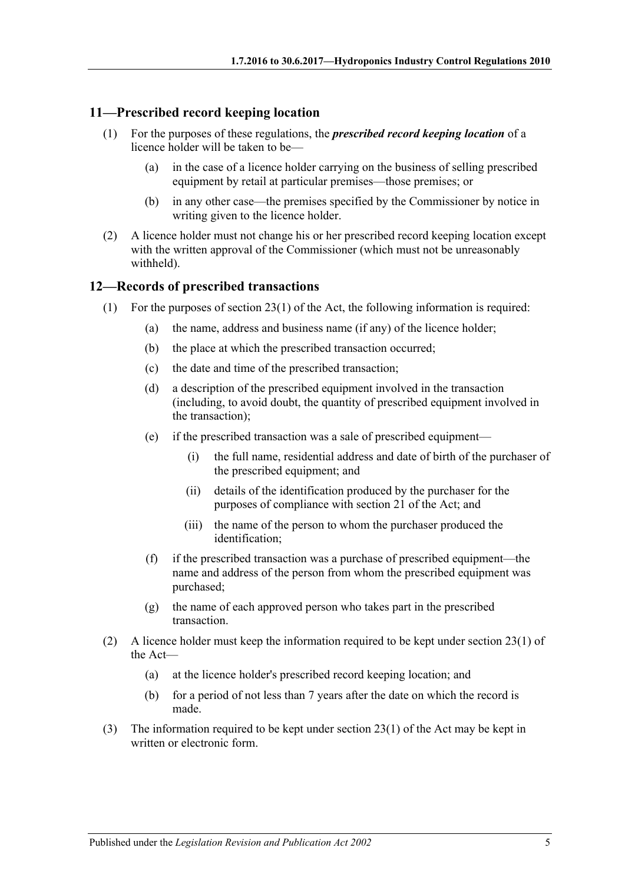## 11—Prescribed record keeping location

(1) For the purposes of these regulations, the ***prescribed record keeping location*** of a licence holder will be taken to be—

(a) in the case of a licence holder carrying on the business of selling prescribed equipment by retail at particular premises—those premises; or

(b) in any other case—the premises specified by the Commissioner by notice in writing given to the licence holder.

(2) A licence holder must not change his or her prescribed record keeping location except with the written approval of the Commissioner (which must not be unreasonably withheld).

## 12—Records of prescribed transactions

(1) For the purposes of section 23(1) of the Act, the following information is required:

(a) the name, address and business name (if any) of the licence holder;

(b) the place at which the prescribed transaction occurred;

(c) the date and time of the prescribed transaction;

(d) a description of the prescribed equipment involved in the transaction (including, to avoid doubt, the quantity of prescribed equipment involved in the transaction);

(e) if the prescribed transaction was a sale of prescribed equipment—

(i) the full name, residential address and date of birth of the purchaser of the prescribed equipment; and

(ii) details of the identification produced by the purchaser for the purposes of compliance with section 21 of the Act; and

(iii) the name of the person to whom the purchaser produced the identification;

(f) if the prescribed transaction was a purchase of prescribed equipment—the name and address of the person from whom the prescribed equipment was purchased;

(g) the name of each approved person who takes part in the prescribed transaction.

(2) A licence holder must keep the information required to be kept under section 23(1) of the Act—

(a) at the licence holder's prescribed record keeping location; and

(b) for a period of not less than 7 years after the date on which the record is made.

(3) The information required to be kept under section 23(1) of the Act may be kept in written or electronic form.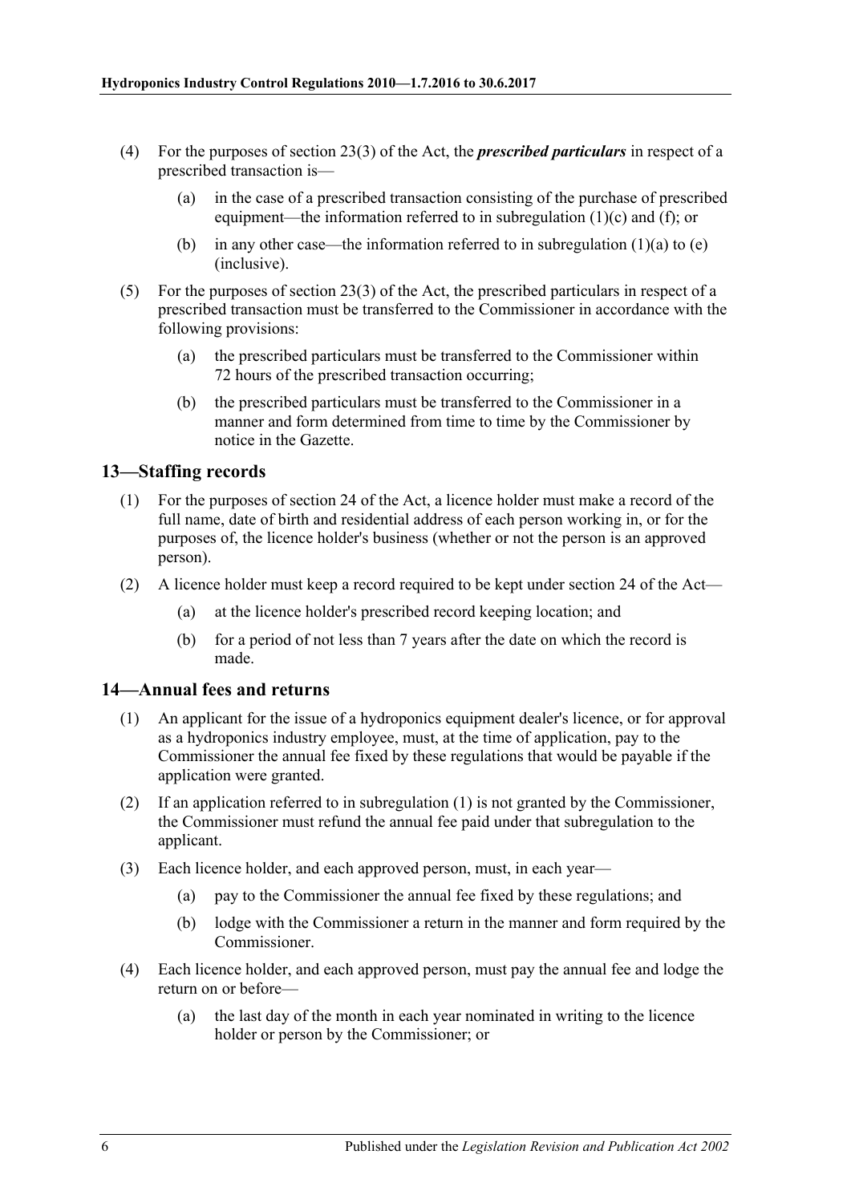(4) For the purposes of section 23(3) of the Act, the ***prescribed particulars*** in respect of a prescribed transaction is—

(a) in the case of a prescribed transaction consisting of the purchase of prescribed equipment—the information referred to in subregulation (1)(c) and (f); or

(b) in any other case—the information referred to in subregulation (1)(a) to (e) (inclusive).

(5) For the purposes of section 23(3) of the Act, the prescribed particulars in respect of a prescribed transaction must be transferred to the Commissioner in accordance with the following provisions:

(a) the prescribed particulars must be transferred to the Commissioner within 72 hours of the prescribed transaction occurring;

(b) the prescribed particulars must be transferred to the Commissioner in a manner and form determined from time to time by the Commissioner by notice in the Gazette.

## 13—Staffing records

(1) For the purposes of section 24 of the Act, a licence holder must make a record of the full name, date of birth and residential address of each person working in, or for the purposes of, the licence holder's business (whether or not the person is an approved person).

(2) A licence holder must keep a record required to be kept under section 24 of the Act—

(a) at the licence holder's prescribed record keeping location; and

(b) for a period of not less than 7 years after the date on which the record is made.

## 14—Annual fees and returns

(1) An applicant for the issue of a hydroponics equipment dealer's licence, or for approval as a hydroponics industry employee, must, at the time of application, pay to the Commissioner the annual fee fixed by these regulations that would be payable if the application were granted.

(2) If an application referred to in subregulation (1) is not granted by the Commissioner, the Commissioner must refund the annual fee paid under that subregulation to the applicant.

(3) Each licence holder, and each approved person, must, in each year—

(a) pay to the Commissioner the annual fee fixed by these regulations; and

(b) lodge with the Commissioner a return in the manner and form required by the Commissioner.

(4) Each licence holder, and each approved person, must pay the annual fee and lodge the return on or before—

(a) the last day of the month in each year nominated in writing to the licence holder or person by the Commissioner; or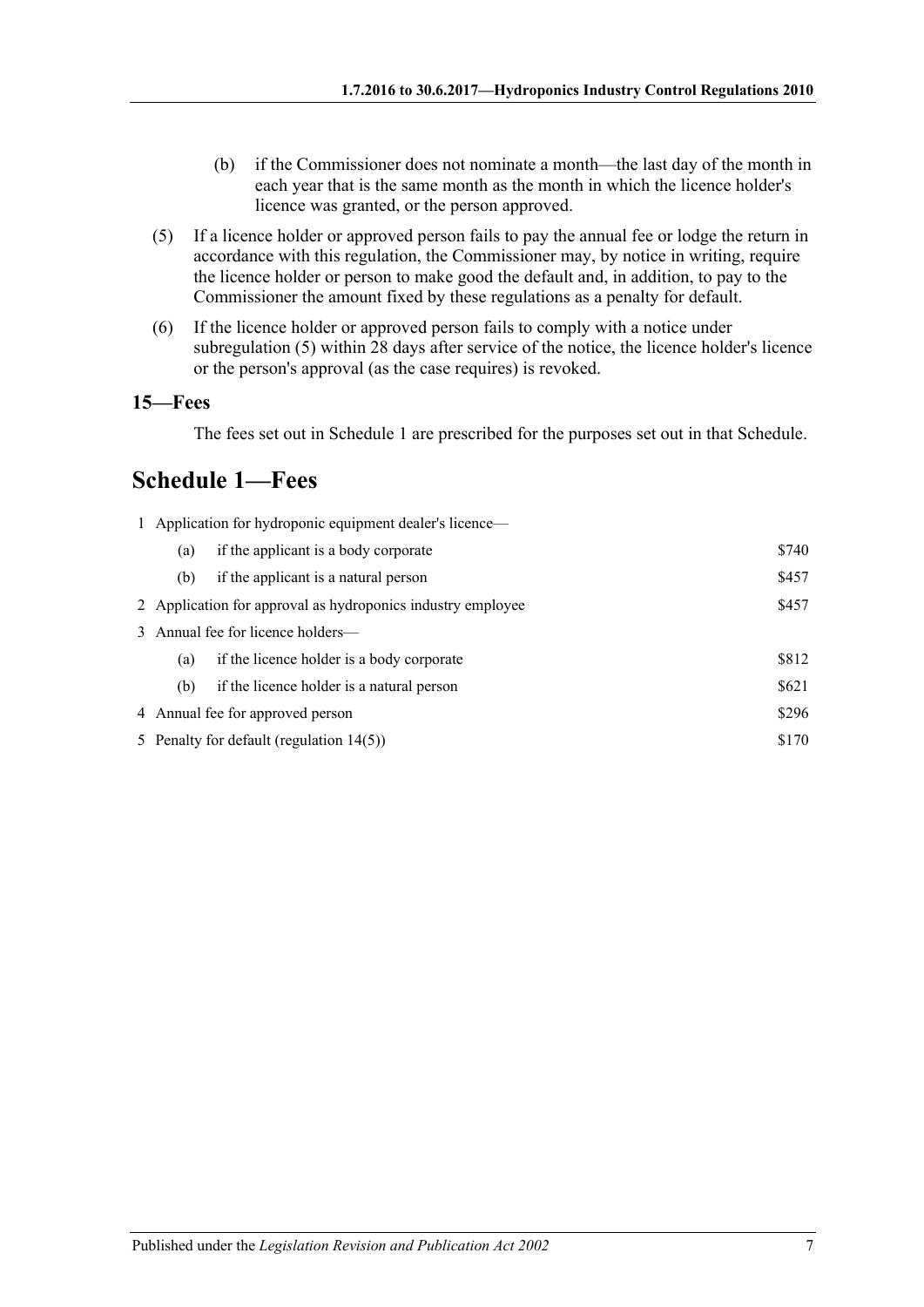(b) if the Commissioner does not nominate a month—the last day of the month in each year that is the same month as the month in which the licence holder's licence was granted, or the person approved.

(5) If a licence holder or approved person fails to pay the annual fee or lodge the return in accordance with this regulation, the Commissioner may, by notice in writing, require the licence holder or person to make good the default and, in addition, to pay to the Commissioner the amount fixed by these regulations as a penalty for default.

(6) If the licence holder or approved person fails to comply with a notice under subregulation (5) within 28 days after service of the notice, the licence holder's licence or the person's approval (as the case requires) is revoked.

### 15—Fees

The fees set out in Schedule 1 are prescribed for the purposes set out in that Schedule.

## Schedule 1—Fees

| | | |
|---|---|---|
| 1 | Application for hydroponic equipment dealer's licence— | |
| | (a) if the applicant is a body corporate | \$740 |
| | (b) if the applicant is a natural person | \$457 |
| 2 | Application for approval as hydroponics industry employee | \$457 |
| 3 | Annual fee for licence holders— | |
| | (a) if the licence holder is a body corporate | \$812 |
| | (b) if the licence holder is a natural person | \$621 |
| 4 | Annual fee for approved person | \$296 |
| 5 | Penalty for default (regulation 14(5)) | \$170 |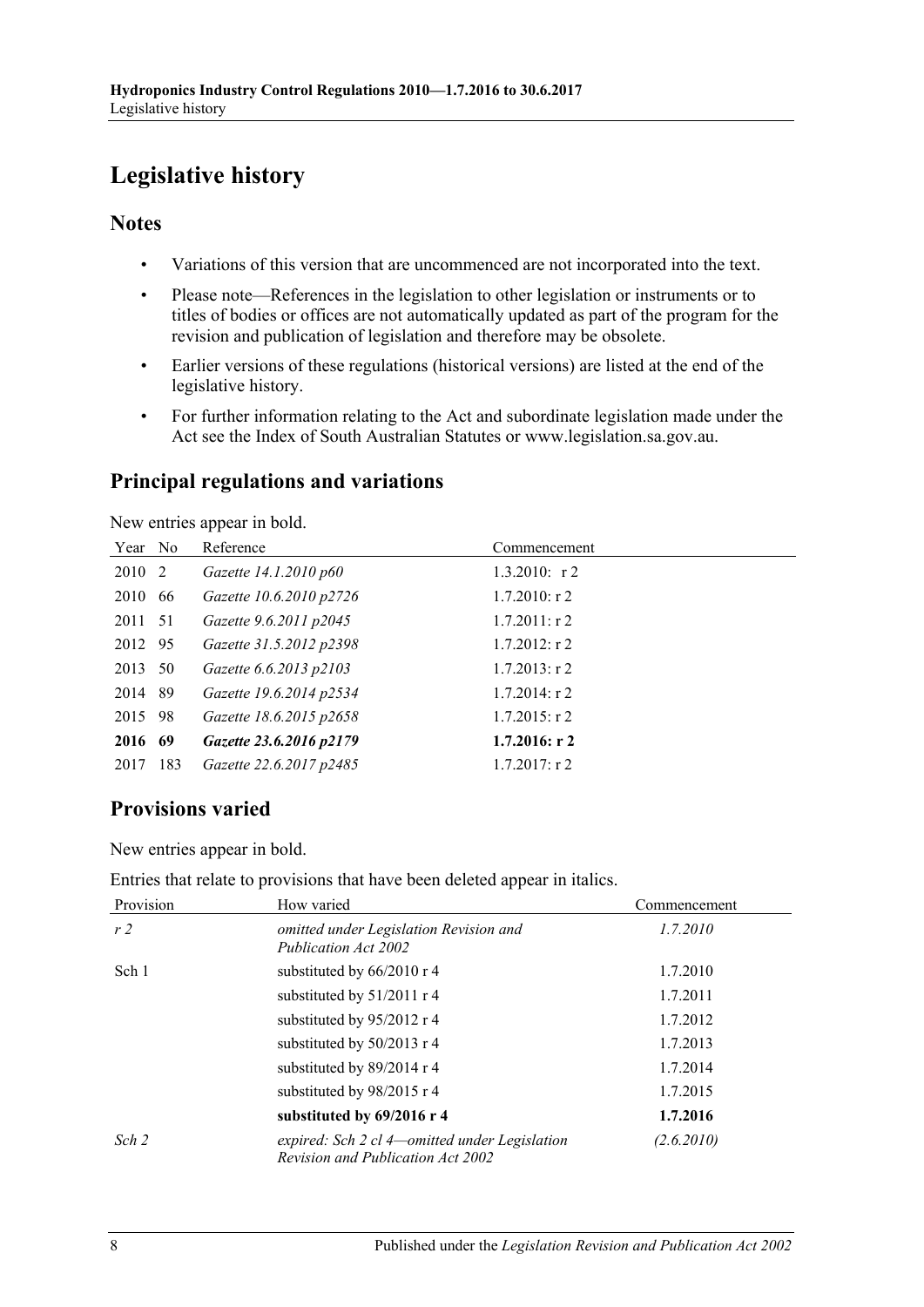# Legislative history

## Notes

- Variations of this version that are uncommenced are not incorporated into the text.
- Please note—References in the legislation to other legislation or instruments or to titles of bodies or offices are not automatically updated as part of the program for the revision and publication of legislation and therefore may be obsolete.
- Earlier versions of these regulations (historical versions) are listed at the end of the legislative history.
- For further information relating to the Act and subordinate legislation made under the Act see the Index of South Australian Statutes or www.legislation.sa.gov.au.

## Principal regulations and variations

New entries appear in bold.

| Year | No | Reference | Commencement |
|---|---|---|---|
| 2010 | 2 | *Gazette 14.1.2010 p60* | 1.3.2010: r 2 |
| 2010 | 66 | *Gazette 10.6.2010 p2726* | 1.7.2010: r 2 |
| 2011 | 51 | *Gazette 9.6.2011 p2045* | 1.7.2011: r 2 |
| 2012 | 95 | *Gazette 31.5.2012 p2398* | 1.7.2012: r 2 |
| 2013 | 50 | *Gazette 6.6.2013 p2103* | 1.7.2013: r 2 |
| 2014 | 89 | *Gazette 19.6.2014 p2534* | 1.7.2014: r 2 |
| 2015 | 98 | *Gazette 18.6.2015 p2658* | 1.7.2015: r 2 |
| **2016** | **69** | ***Gazette 23.6.2016 p2179*** | **1.7.2016: r 2** |
| 2017 | 183 | *Gazette 22.6.2017 p2485* | 1.7.2017: r 2 |

## Provisions varied

New entries appear in bold.

Entries that relate to provisions that have been deleted appear in italics.

| Provision | How varied | Commencement |
|---|---|---|
| *r 2* | *omitted under Legislation Revision and Publication Act 2002* | *1.7.2010* |
| Sch 1 | substituted by 66/2010 r 4 | 1.7.2010 |
| | substituted by 51/2011 r 4 | 1.7.2011 |
| | substituted by 95/2012 r 4 | 1.7.2012 |
| | substituted by 50/2013 r 4 | 1.7.2013 |
| | substituted by 89/2014 r 4 | 1.7.2014 |
| | substituted by 98/2015 r 4 | 1.7.2015 |
| | **substituted by 69/2016 r 4** | **1.7.2016** |
| *Sch 2* | *expired: Sch 2 cl 4—omitted under Legislation Revision and Publication Act 2002* | *(2.6.2010)* |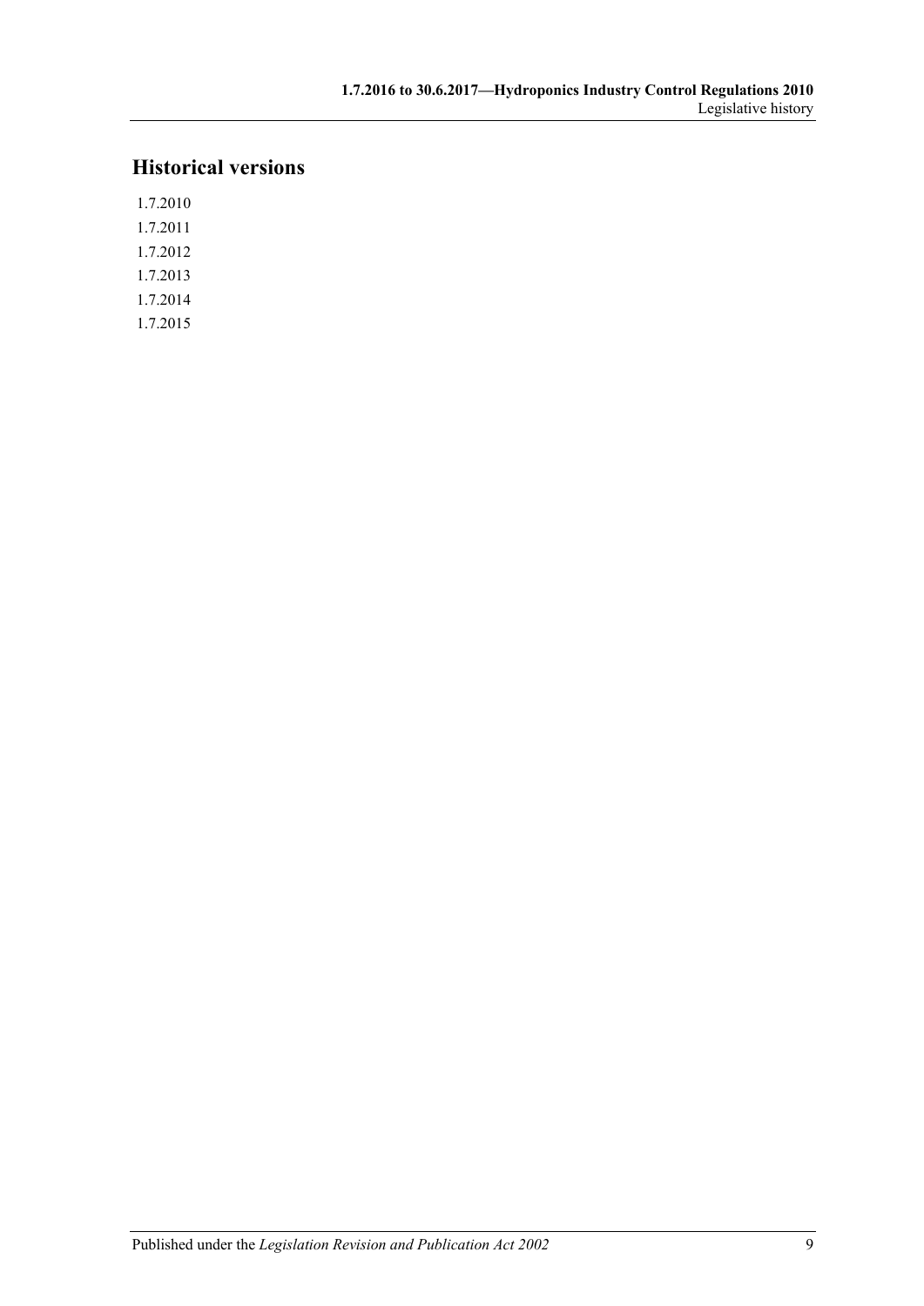## Historical versions

1.7.2010

1.7.2011

1.7.2012

1.7.2013

1.7.2014

1.7.2015